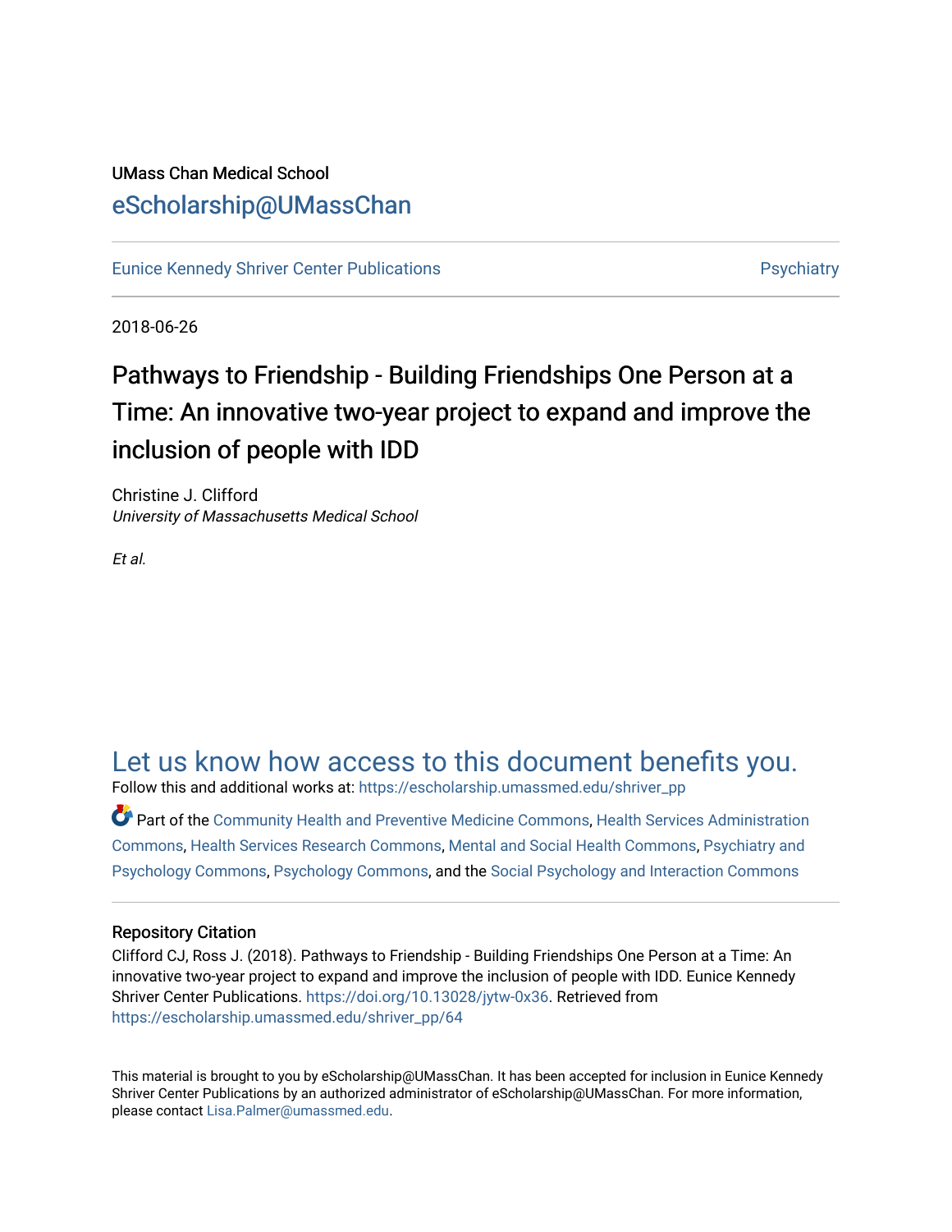UMass Chan Medical School

eScholarship@UMassChan

Eunice Kennedy Shriver Center Publications | Psychiatry

2018-06-26

# Pathways to Friendship - Building Friendships One Person at a Time: An innovative two-year project to expand and improve the inclusion of people with IDD

Christine J. Clifford
*University of Massachusetts Medical School*

*Et al.*

## Let us know how access to this document benefits you.

Follow this and additional works at: https://escholarship.umassmed.edu/shriver_pp

Part of the Community Health and Preventive Medicine Commons, Health Services Administration Commons, Health Services Research Commons, Mental and Social Health Commons, Psychiatry and Psychology Commons, Psychology Commons, and the Social Psychology and Interaction Commons

### Repository Citation

Clifford CJ, Ross J. (2018). Pathways to Friendship - Building Friendships One Person at a Time: An innovative two-year project to expand and improve the inclusion of people with IDD. Eunice Kennedy Shriver Center Publications. https://doi.org/10.13028/jytw-0x36. Retrieved from https://escholarship.umassmed.edu/shriver_pp/64

This material is brought to you by eScholarship@UMassChan. It has been accepted for inclusion in Eunice Kennedy Shriver Center Publications by an authorized administrator of eScholarship@UMassChan. For more information, please contact Lisa.Palmer@umassmed.edu.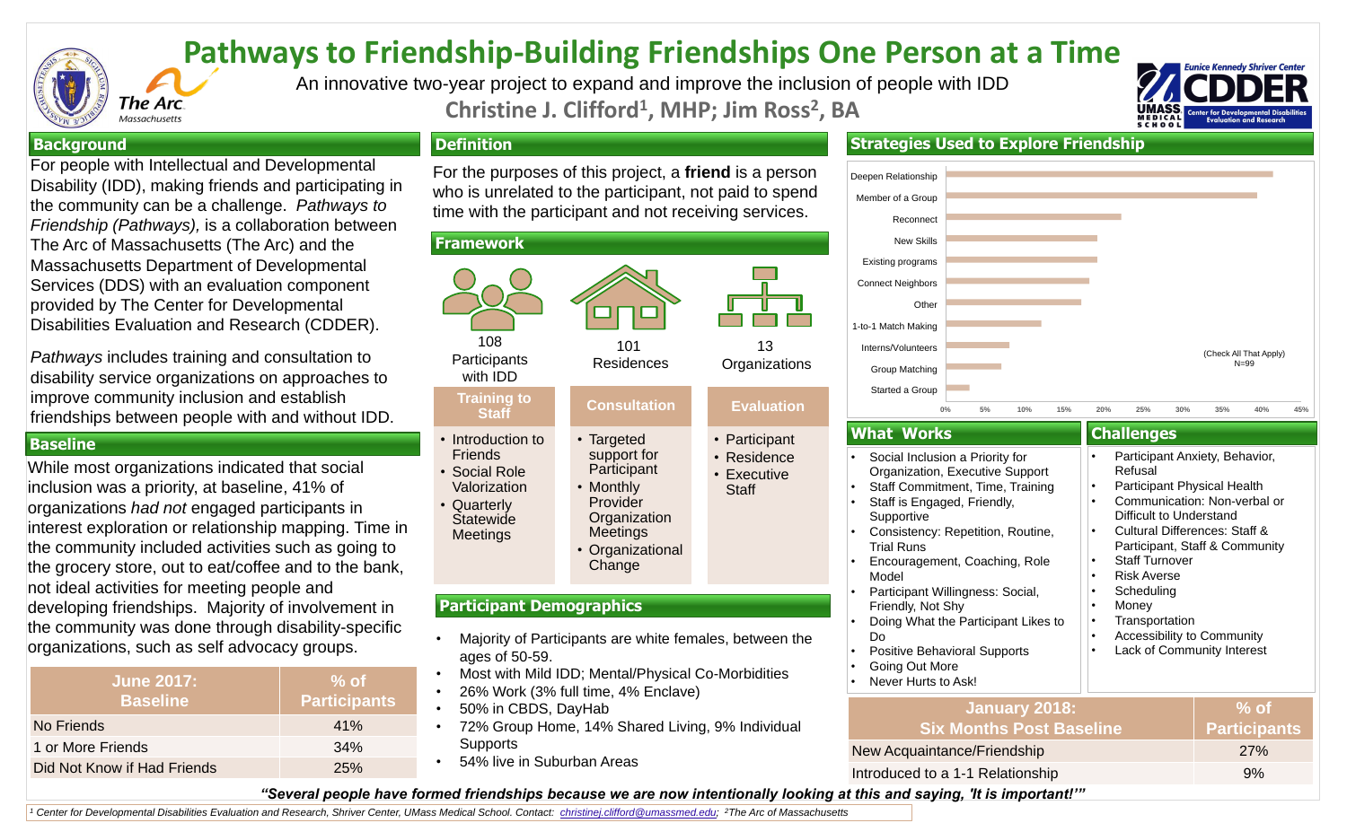# Pathways to Friendship-Building Friendships One Person at a Time

An innovative two-year project to expand and improve the inclusion of people with IDD

**Christine J. Clifford[1], MHP; Jim Ross[2], BA**

## Background

For people with Intellectual and Developmental Disability (IDD), making friends and participating in the community can be a challenge. *Pathways to Friendship (Pathways),* is a collaboration between The Arc of Massachusetts (The Arc) and the Massachusetts Department of Developmental Services (DDS) with an evaluation component provided by The Center for Developmental Disabilities Evaluation and Research (CDDER).

*Pathways* includes training and consultation to disability service organizations on approaches to improve community inclusion and establish friendships between people with and without IDD.

## Baseline

While most organizations indicated that social inclusion was a priority, at baseline, 41% of organizations *had not* engaged participants in interest exploration or relationship mapping. Time in the community included activities such as going to the grocery store, out to eat/coffee and to the bank, not ideal activities for meeting people and developing friendships. Majority of involvement in the community was done through disability-specific organizations, such as self advocacy groups.

| June 2017: Baseline | % of Participants |
|---|---|
| No Friends | 41% |
| 1 or More Friends | 34% |
| Did Not Know if Had Friends | 25% |

## Definition

For the purposes of this project, a **friend** is a person who is unrelated to the participant, not paid to spend time with the participant and not receiving services.

## Framework

108 Participants with IDD

101 Residences

13 Organizations

| Training to Staff | Consultation | Evaluation |
|---|---|---|
| • Introduction to Friends<br>• Social Role Valorization<br>• Quarterly Statewide Meetings | • Targeted support for Participant<br>• Monthly Provider Organization Meetings<br>• Organizational Change | • Participant<br>• Residence<br>• Executive Staff |

## Participant Demographics

- Majority of Participants are white females, between the ages of 50-59.
- Most with Mild IDD; Mental/Physical Co-Morbidities
- 26% Work (3% full time, 4% Enclave)
- 50% in CBDS, DayHab
- 72% Group Home, 14% Shared Living, 9% Individual Supports
- 54% live in Suburban Areas

## Strategies Used to Explore Friendship

Deepen Relationship
Member of a Group
Reconnect
New Skills
Existing programs
Connect Neighbors
Other
1-to-1 Match Making
Interns/Volunteers
Group Matching
Started a Group

0% 5% 10% 15% 20% 25% 30% 35% 40% 45%

(Check All That Apply)
N=99

## What Works

- Social Inclusion a Priority for Organization, Executive Support
- Staff Commitment, Time, Training
- Staff is Engaged, Friendly, Supportive
- Consistency: Repetition, Routine, Trial Runs
- Encouragement, Coaching, Role Model
- Participant Willingness: Social, Friendly, Not Shy
- Doing What the Participant Likes to Do
- Positive Behavioral Supports
- Going Out More
- Never Hurts to Ask!

## Challenges

- Participant Anxiety, Behavior, Refusal
- Participant Physical Health
- Communication: Non-verbal or Difficult to Understand
- Cultural Differences: Staff & Participant, Staff & Community
- Staff Turnover
- Risk Averse
- Scheduling
- Money
- Transportation
- Accessibility to Community
- Lack of Community Interest

| January 2018: Six Months Post Baseline | % of Participants |
|---|---|
| New Acquaintance/Friendship | 27% |
| Introduced to a 1-1 Relationship | 9% |

***"Several people have formed friendships because we are now intentionally looking at this and saying, 'It is important!'"***

*[1] Center for Developmental Disabilities Evaluation and Research, Shriver Center, UMass Medical School. Contact: christinej.clifford@umassmed.edu; [2]The Arc of Massachusetts*